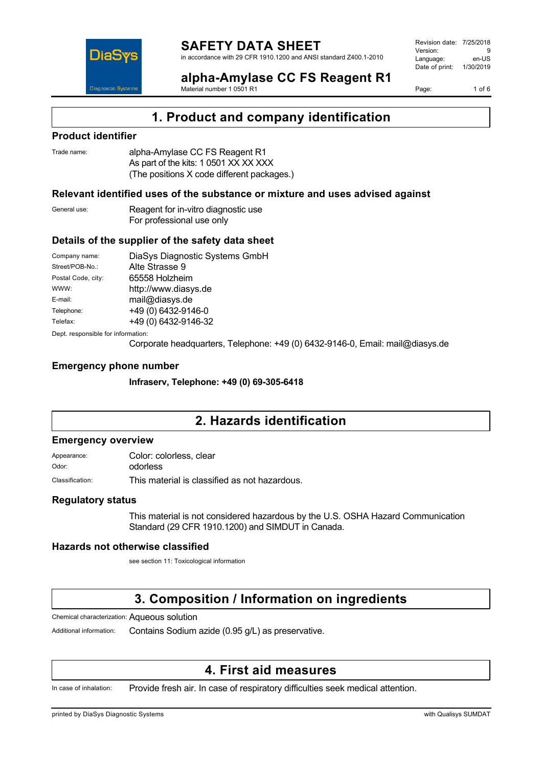# SAFETY DATA SHEET

in accordance with 29 CFR 1910.1200 and ANSI standard Z400.1-2010

Revision date: 7/25/2018
Version: 9
Language: en-US
Date of print: 1/30/2019

## alpha-Amylase CC FS Reagent R1

Material number 1 0501 R1

## 1. Product and company identification

### Product identifier

Trade name: alpha-Amylase CC FS Reagent R1
As part of the kits: 1 0501 XX XX XXX
(The positions X code different packages.)

### Relevant identified uses of the substance or mixture and uses advised against

General use: Reagent for in-vitro diagnostic use
For professional use only

### Details of the supplier of the safety data sheet

Company name: DiaSys Diagnostic Systems GmbH
Street/POB-No.: Alte Strasse 9
Postal Code, city: 65558 Holzheim
WWW: http://www.diasys.de
E-mail: mail@diasys.de
Telephone: +49 (0) 6432-9146-0
Telefax: +49 (0) 6432-9146-32

Dept. responsible for information:
Corporate headquarters, Telephone: +49 (0) 6432-9146-0, Email: mail@diasys.de

### Emergency phone number

**Infraserv, Telephone: +49 (0) 69-305-6418**

## 2. Hazards identification

### Emergency overview

Appearance: Color: colorless, clear
Odor: odorless
Classification: This material is classified as not hazardous.

### Regulatory status

This material is not considered hazardous by the U.S. OSHA Hazard Communication Standard (29 CFR 1910.1200) and SIMDUT in Canada.

### Hazards not otherwise classified

see section 11: Toxicological information

## 3. Composition / Information on ingredients

Chemical characterization: Aqueous solution
Additional information: Contains Sodium azide (0.95 g/L) as preservative.

## 4. First aid measures

In case of inhalation: Provide fresh air. In case of respiratory difficulties seek medical attention.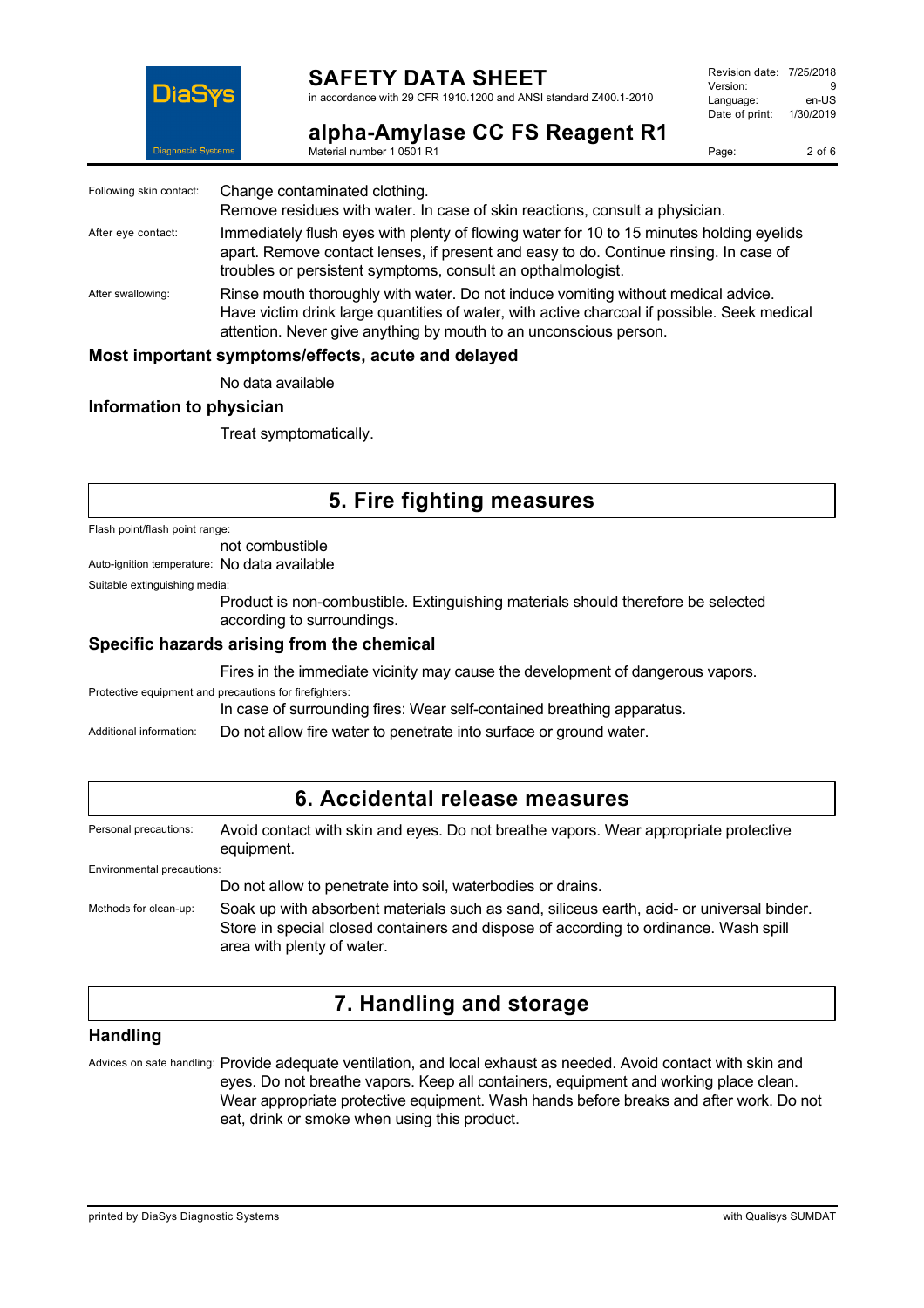Following skin contact: Change contaminated clothing.
Remove residues with water. In case of skin reactions, consult a physician.

After eye contact: Immediately flush eyes with plenty of flowing water for 10 to 15 minutes holding eyelids apart. Remove contact lenses, if present and easy to do. Continue rinsing. In case of troubles or persistent symptoms, consult an opthalmologist.

After swallowing: Rinse mouth thoroughly with water. Do not induce vomiting without medical advice. Have victim drink large quantities of water, with active charcoal if possible. Seek medical attention. Never give anything by mouth to an unconscious person.

### Most important symptoms/effects, acute and delayed

No data available

### Information to physician

Treat symptomatically.

## 5. Fire fighting measures

Flash point/flash point range:
not combustible

Auto-ignition temperature: No data available

Suitable extinguishing media:
Product is non-combustible. Extinguishing materials should therefore be selected according to surroundings.

### Specific hazards arising from the chemical

Fires in the immediate vicinity may cause the development of dangerous vapors.

Protective equipment and precautions for firefighters:
In case of surrounding fires: Wear self-contained breathing apparatus.

Additional information: Do not allow fire water to penetrate into surface or ground water.

## 6. Accidental release measures

Personal precautions: Avoid contact with skin and eyes. Do not breathe vapors. Wear appropriate protective equipment.

Environmental precautions:
Do not allow to penetrate into soil, waterbodies or drains.

Methods for clean-up: Soak up with absorbent materials such as sand, siliceus earth, acid- or universal binder. Store in special closed containers and dispose of according to ordinance. Wash spill area with plenty of water.

## 7. Handling and storage

### Handling

Advices on safe handling: Provide adequate ventilation, and local exhaust as needed. Avoid contact with skin and eyes. Do not breathe vapors. Keep all containers, equipment and working place clean. Wear appropriate protective equipment. Wash hands before breaks and after work. Do not eat, drink or smoke when using this product.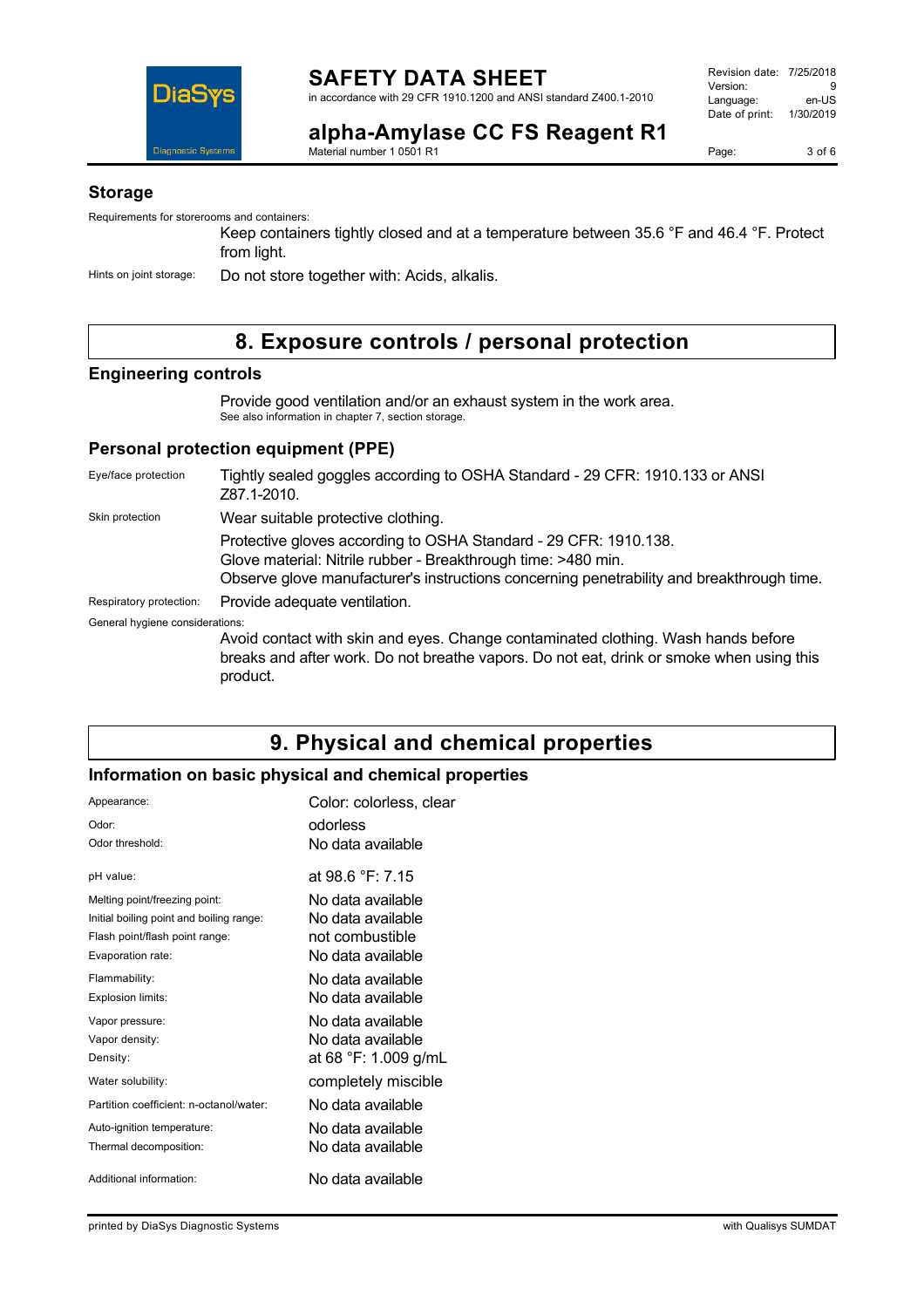### Storage

Requirements for storerooms and containers:

Keep containers tightly closed and at a temperature between 35.6 °F and 46.4 °F. Protect from light.

Hints on joint storage: Do not store together with: Acids, alkalis.

## 8. Exposure controls / personal protection

### Engineering controls

Provide good ventilation and/or an exhaust system in the work area.
See also information in chapter 7, section storage.

### Personal protection equipment (PPE)

| | |
|---|---|
| Eye/face protection | Tightly sealed goggles according to OSHA Standard - 29 CFR: 1910.133 or ANSI Z87.1-2010. |
| Skin protection | Wear suitable protective clothing.<br>Protective gloves according to OSHA Standard - 29 CFR: 1910.138.<br>Glove material: Nitrile rubber - Breakthrough time: >480 min.<br>Observe glove manufacturer's instructions concerning penetrability and breakthrough time. |
| Respiratory protection: | Provide adequate ventilation. |

General hygiene considerations:

Avoid contact with skin and eyes. Change contaminated clothing. Wash hands before breaks and after work. Do not breathe vapors. Do not eat, drink or smoke when using this product.

## 9. Physical and chemical properties

### Information on basic physical and chemical properties

| | |
|---|---|
| Appearance: | Color: colorless, clear |
| Odor: | odorless |
| Odor threshold: | No data available |
| pH value: | at 98.6 °F: 7.15 |
| Melting point/freezing point: | No data available |
| Initial boiling point and boiling range: | No data available |
| Flash point/flash point range: | not combustible |
| Evaporation rate: | No data available |
| Flammability: | No data available |
| Explosion limits: | No data available |
| Vapor pressure: | No data available |
| Vapor density: | No data available |
| Density: | at 68 °F: 1.009 g/mL |
| Water solubility: | completely miscible |
| Partition coefficient: n-octanol/water: | No data available |
| Auto-ignition temperature: | No data available |
| Thermal decomposition: | No data available |
| Additional information: | No data available |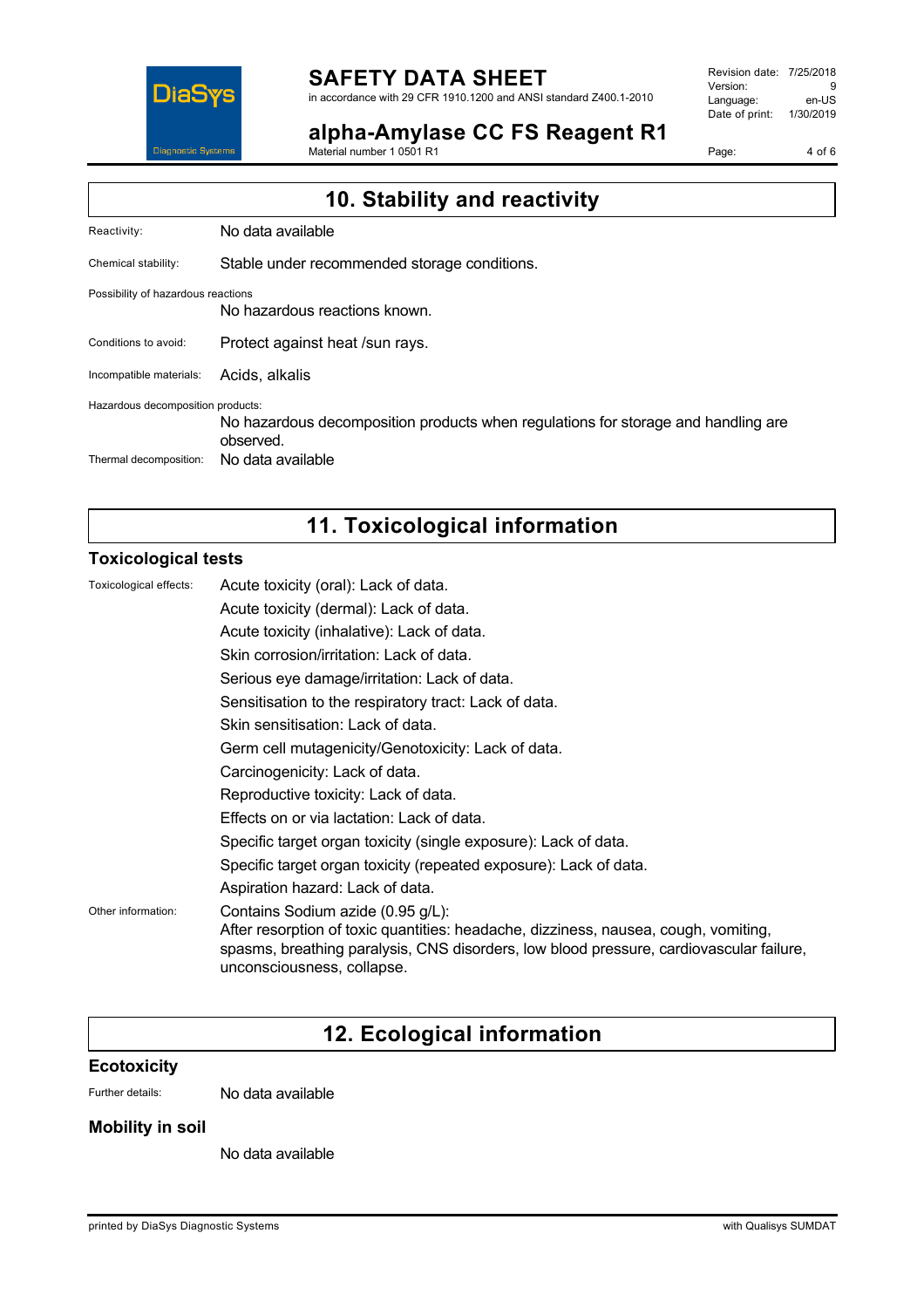## 10. Stability and reactivity

Reactivity: No data available

Chemical stability: Stable under recommended storage conditions.

Possibility of hazardous reactions

No hazardous reactions known.

Conditions to avoid: Protect against heat /sun rays.

Incompatible materials: Acids, alkalis

Hazardous decomposition products:

No hazardous decomposition products when regulations for storage and handling are observed.

Thermal decomposition: No data available

## 11. Toxicological information

### Toxicological tests

Toxicological effects:

Acute toxicity (oral): Lack of data.

Acute toxicity (dermal): Lack of data.

Acute toxicity (inhalative): Lack of data.

Skin corrosion/irritation: Lack of data.

Serious eye damage/irritation: Lack of data.

Sensitisation to the respiratory tract: Lack of data.

Skin sensitisation: Lack of data.

Germ cell mutagenicity/Genotoxicity: Lack of data.

Carcinogenicity: Lack of data.

Reproductive toxicity: Lack of data.

Effects on or via lactation: Lack of data.

Specific target organ toxicity (single exposure): Lack of data.

Specific target organ toxicity (repeated exposure): Lack of data.

Aspiration hazard: Lack of data.

Other information:

Contains Sodium azide (0.95 g/L):
After resorption of toxic quantities: headache, dizziness, nausea, cough, vomiting, spasms, breathing paralysis, CNS disorders, low blood pressure, cardiovascular failure, unconsciousness, collapse.

## 12. Ecological information

### Ecotoxicity

Further details: No data available

### Mobility in soil

No data available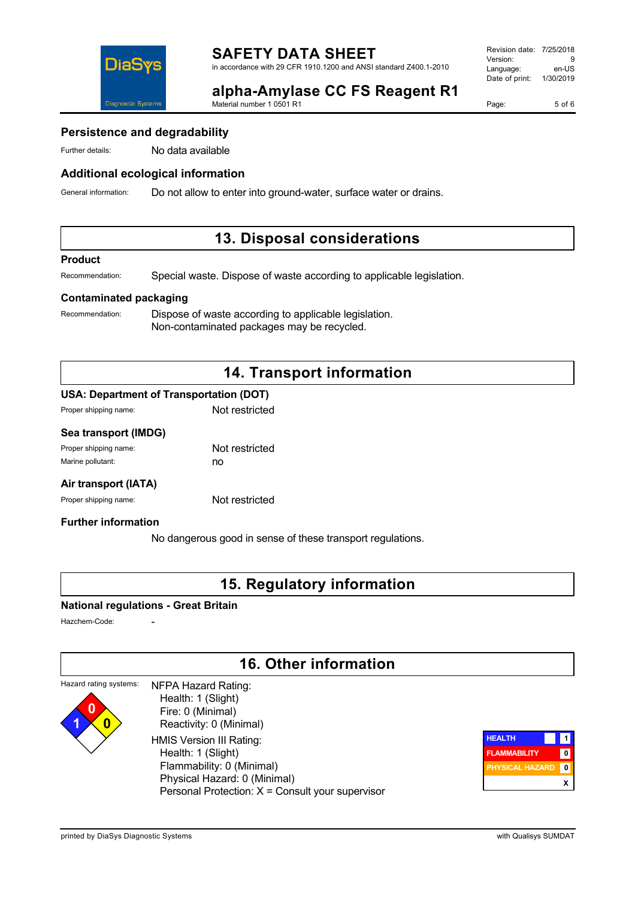### Persistence and degradability

Further details: No data available

### Additional ecological information

General information: Do not allow to enter into ground-water, surface water or drains.

## 13. Disposal considerations

### Product

Recommendation: Special waste. Dispose of waste according to applicable legislation.

### Contaminated packaging

Recommendation: Dispose of waste according to applicable legislation.
Non-contaminated packages may be recycled.

## 14. Transport information

### USA: Department of Transportation (DOT)

Proper shipping name: Not restricted

### Sea transport (IMDG)

Proper shipping name: Not restricted
Marine pollutant: no

### Air transport (IATA)

Proper shipping name: Not restricted

### Further information

No dangerous good in sense of these transport regulations.

## 15. Regulatory information

### National regulations - Great Britain

Hazchem-Code: -

## 16. Other information

Hazard rating systems:

NFPA Hazard Rating:
- Health: 1 (Slight)
- Fire: 0 (Minimal)
- Reactivity: 0 (Minimal)

HMIS Version III Rating:
- Health: 1 (Slight)
- Flammability: 0 (Minimal)
- Physical Hazard: 0 (Minimal)
- Personal Protection: X = Consult your supervisor

| HMIS | |
|---|---|
| HEALTH | 1 |
| FLAMMABILITY | 0 |
| PHYSICAL HAZARD | 0 |
| | X |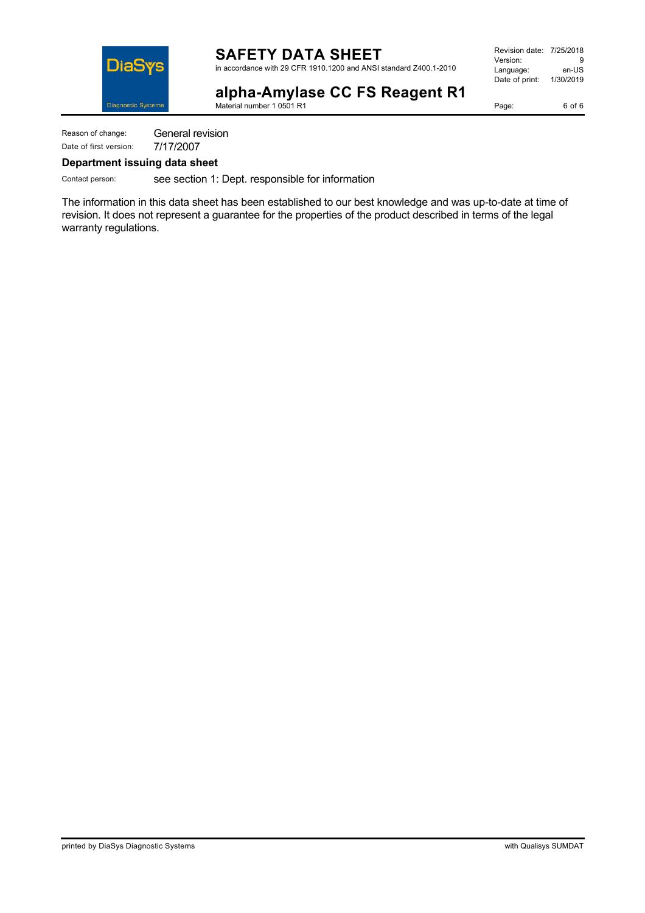Reason of change: General revision

Date of first version: 7/17/2007

**Department issuing data sheet**

Contact person: see section 1: Dept. responsible for information

The information in this data sheet has been established to our best knowledge and was up-to-date at time of revision. It does not represent a guarantee for the properties of the product described in terms of the legal warranty regulations.